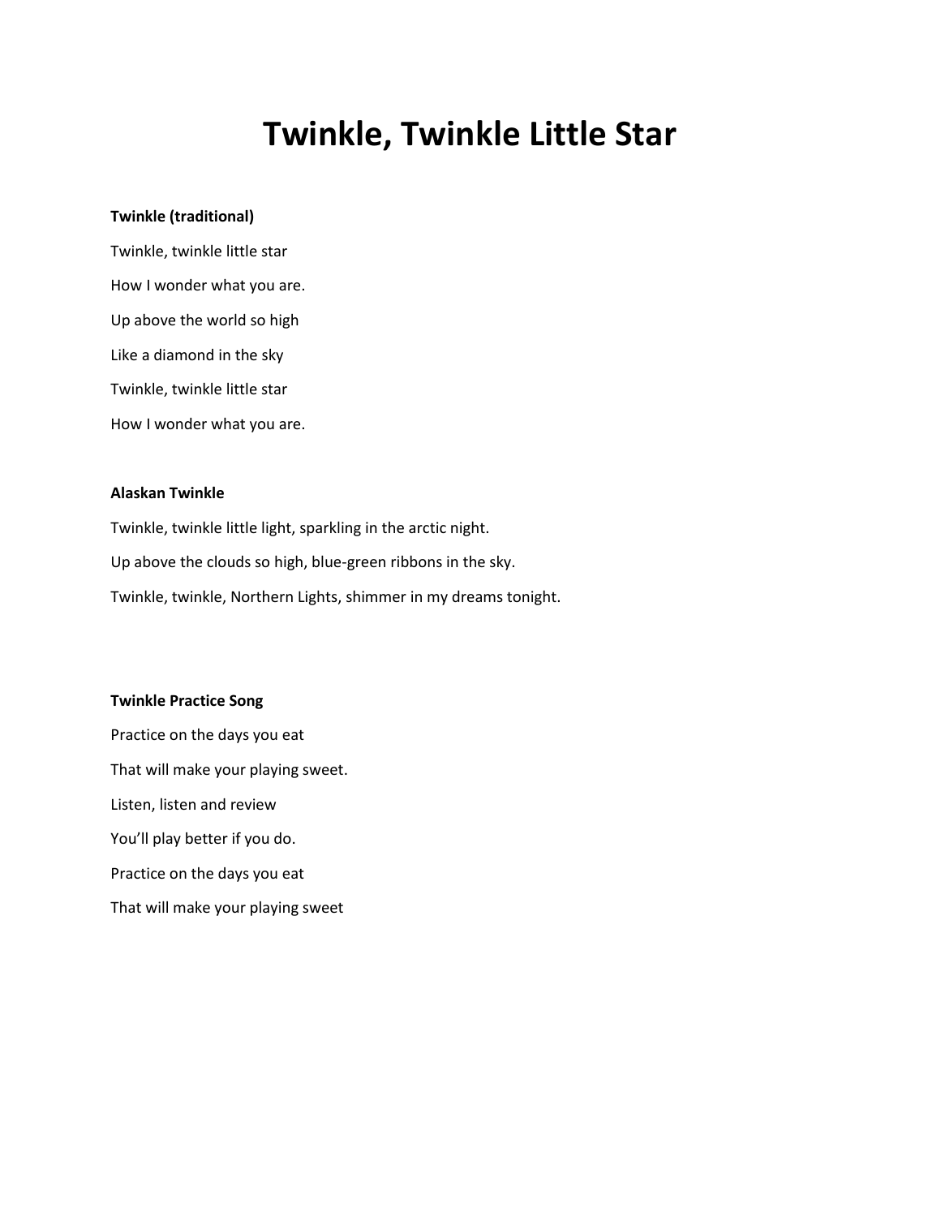# Twinkle, Twinkle Little Star

**Twinkle (traditional)**

Twinkle, twinkle little star

How I wonder what you are.

Up above the world so high

Like a diamond in the sky

Twinkle, twinkle little star

How I wonder what you are.

**Alaskan Twinkle**

Twinkle, twinkle little light, sparkling in the arctic night.

Up above the clouds so high, blue-green ribbons in the sky.

Twinkle, twinkle, Northern Lights, shimmer in my dreams tonight.

**Twinkle Practice Song**

Practice on the days you eat

That will make your playing sweet.

Listen, listen and review

You'll play better if you do.

Practice on the days you eat

That will make your playing sweet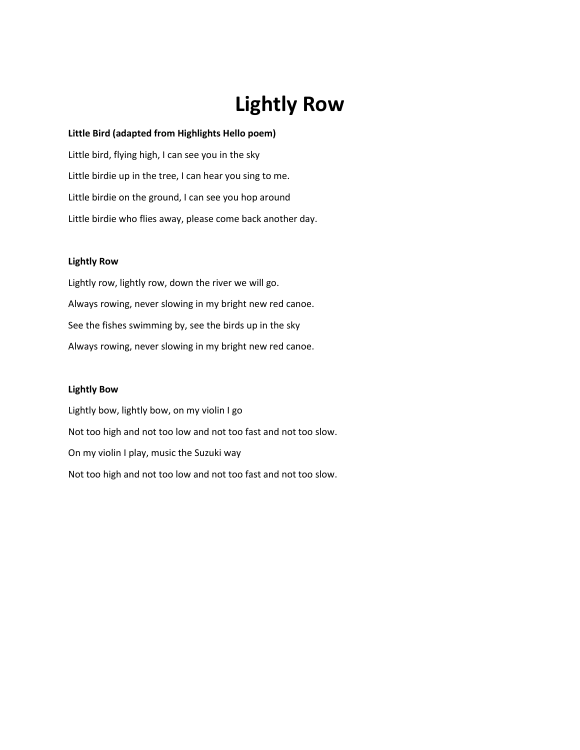# Lightly Row

**Little Bird (adapted from Highlights Hello poem)**

Little bird, flying high, I can see you in the sky

Little birdie up in the tree, I can hear you sing to me.

Little birdie on the ground, I can see you hop around

Little birdie who flies away, please come back another day.

**Lightly Row**

Lightly row, lightly row, down the river we will go.

Always rowing, never slowing in my bright new red canoe.

See the fishes swimming by, see the birds up in the sky

Always rowing, never slowing in my bright new red canoe.

**Lightly Bow**

Lightly bow, lightly bow, on my violin I go

Not too high and not too low and not too fast and not too slow.

On my violin I play, music the Suzuki way

Not too high and not too low and not too fast and not too slow.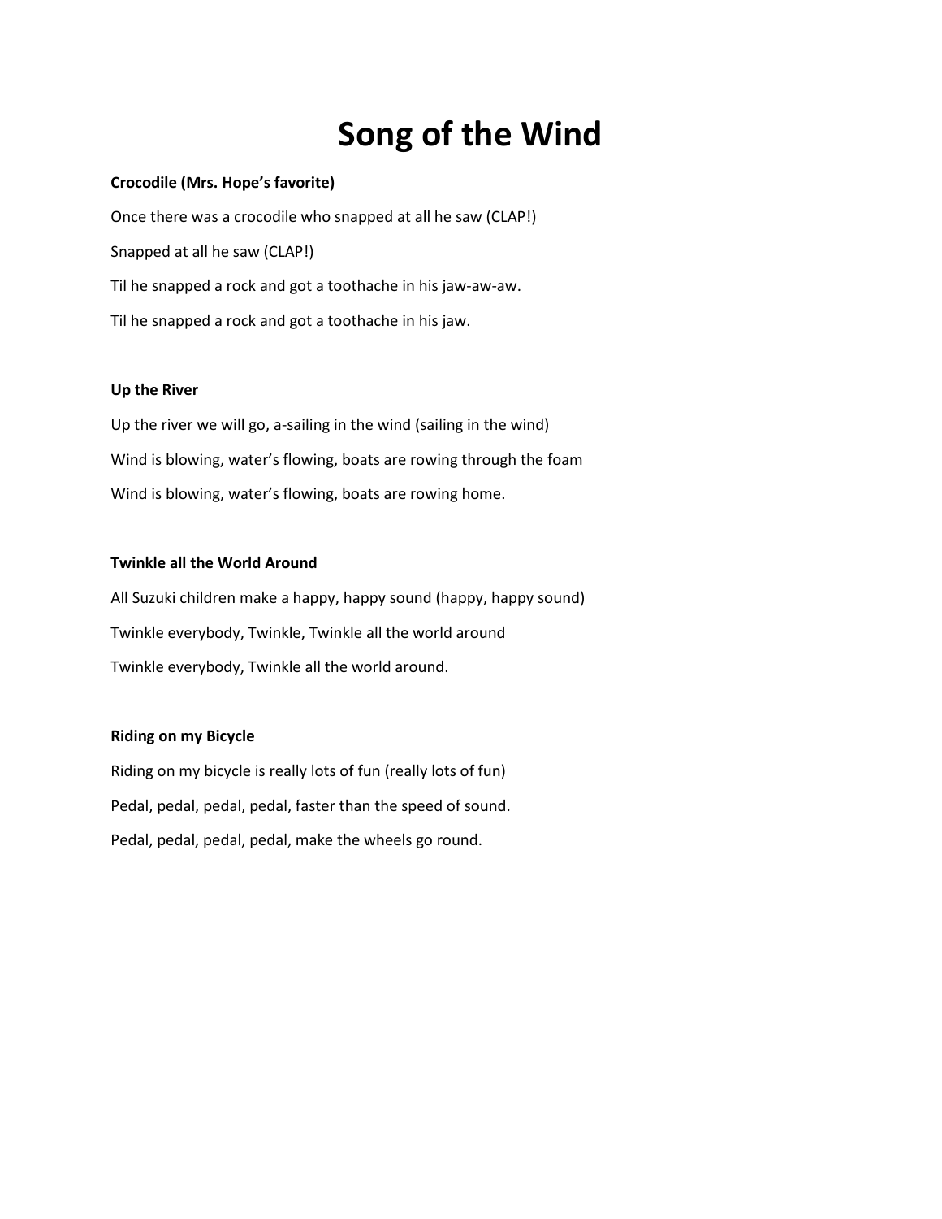# Song of the Wind

**Crocodile (Mrs. Hope's favorite)**

Once there was a crocodile who snapped at all he saw (CLAP!)

Snapped at all he saw (CLAP!)

Til he snapped a rock and got a toothache in his jaw-aw-aw.

Til he snapped a rock and got a toothache in his jaw.

**Up the River**

Up the river we will go, a-sailing in the wind (sailing in the wind)

Wind is blowing, water's flowing, boats are rowing through the foam

Wind is blowing, water's flowing, boats are rowing home.

**Twinkle all the World Around**

All Suzuki children make a happy, happy sound (happy, happy sound)

Twinkle everybody, Twinkle, Twinkle all the world around

Twinkle everybody, Twinkle all the world around.

**Riding on my Bicycle**

Riding on my bicycle is really lots of fun (really lots of fun)

Pedal, pedal, pedal, pedal, faster than the speed of sound.

Pedal, pedal, pedal, pedal, make the wheels go round.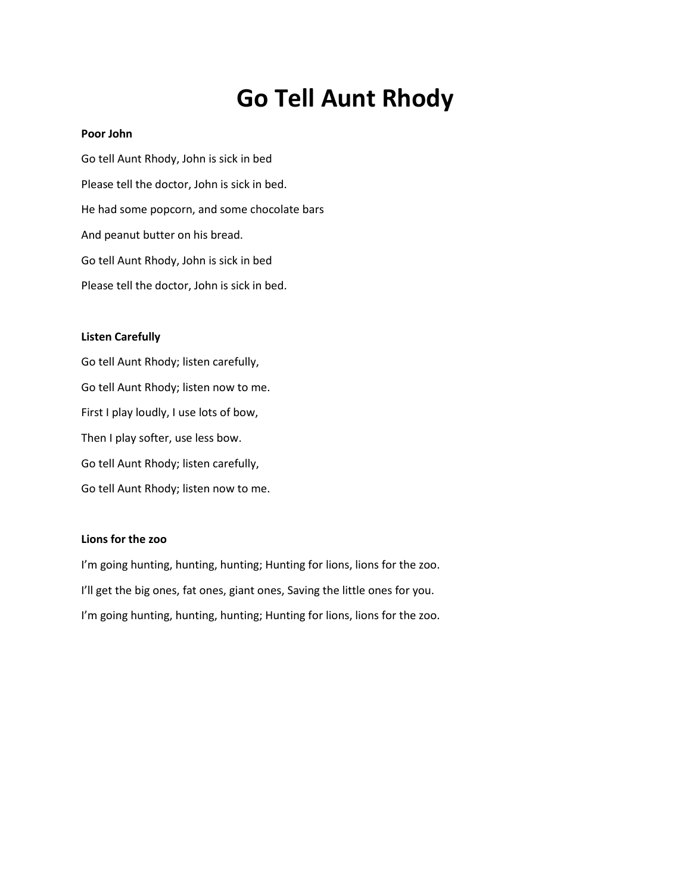# Go Tell Aunt Rhody

**Poor John**

Go tell Aunt Rhody, John is sick in bed

Please tell the doctor, John is sick in bed.

He had some popcorn, and some chocolate bars

And peanut butter on his bread.

Go tell Aunt Rhody, John is sick in bed

Please tell the doctor, John is sick in bed.

**Listen Carefully**

Go tell Aunt Rhody; listen carefully,

Go tell Aunt Rhody; listen now to me.

First I play loudly, I use lots of bow,

Then I play softer, use less bow.

Go tell Aunt Rhody; listen carefully,

Go tell Aunt Rhody; listen now to me.

**Lions for the zoo**

I'm going hunting, hunting, hunting; Hunting for lions, lions for the zoo.

I'll get the big ones, fat ones, giant ones, Saving the little ones for you.

I'm going hunting, hunting, hunting; Hunting for lions, lions for the zoo.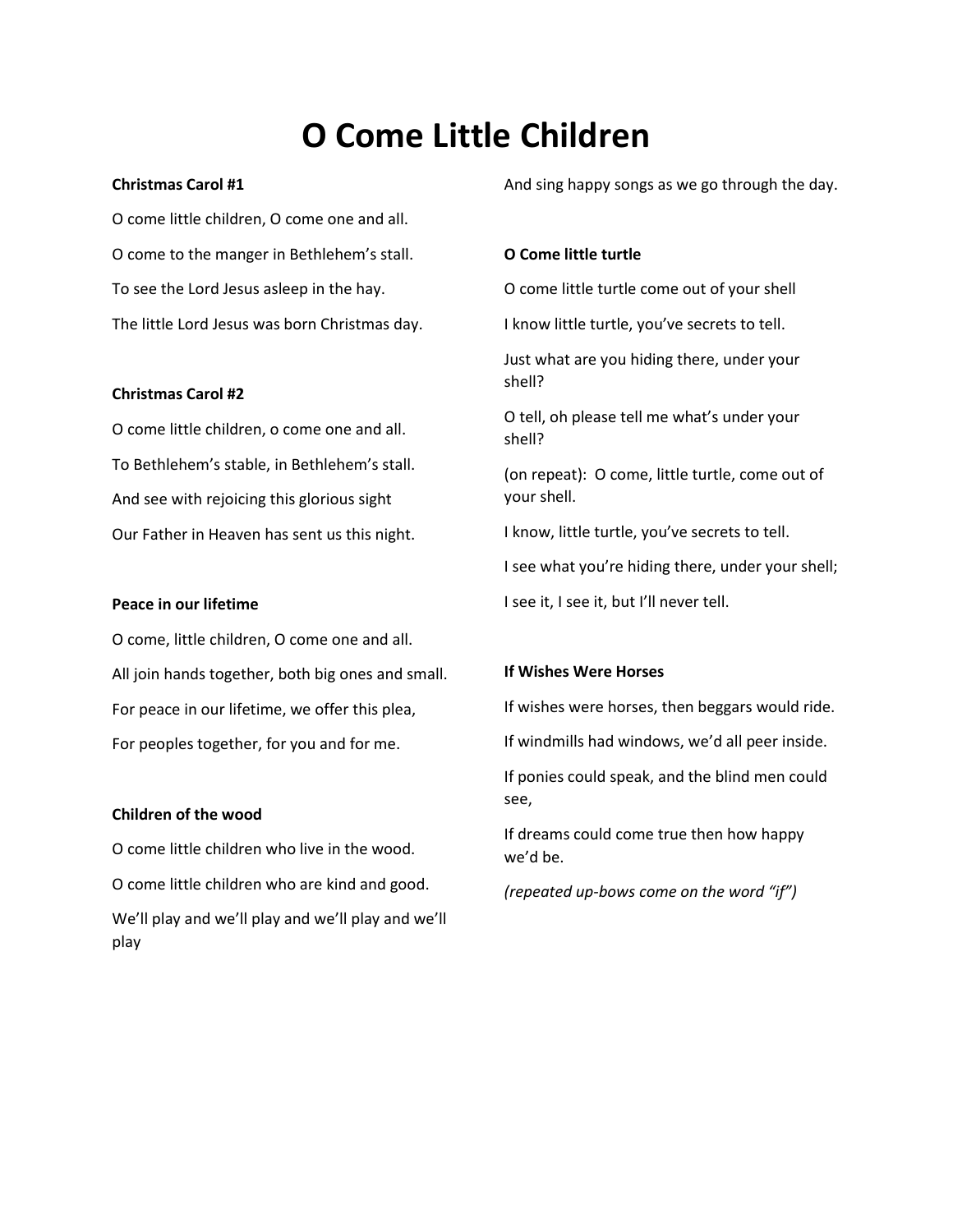# O Come Little Children

**Christmas Carol #1**

O come little children, O come one and all.

O come to the manger in Bethlehem's stall.

To see the Lord Jesus asleep in the hay.

The little Lord Jesus was born Christmas day.

**Christmas Carol #2**

O come little children, o come one and all.

To Bethlehem's stable, in Bethlehem's stall.

And see with rejoicing this glorious sight

Our Father in Heaven has sent us this night.

**Peace in our lifetime**

O come, little children, O come one and all.

All join hands together, both big ones and small.

For peace in our lifetime, we offer this plea,

For peoples together, for you and for me.

**Children of the wood**

O come little children who live in the wood.

O come little children who are kind and good.

We'll play and we'll play and we'll play and we'll play

And sing happy songs as we go through the day.

**O Come little turtle**

O come little turtle come out of your shell

I know little turtle, you've secrets to tell.

Just what are you hiding there, under your shell?

O tell, oh please tell me what's under your shell?

(on repeat): O come, little turtle, come out of your shell.

I know, little turtle, you've secrets to tell.

I see what you're hiding there, under your shell;

I see it, I see it, but I'll never tell.

**If Wishes Were Horses**

If wishes were horses, then beggars would ride.

If windmills had windows, we'd all peer inside.

If ponies could speak, and the blind men could see,

If dreams could come true then how happy we'd be.

*(repeated up-bows come on the word "if")*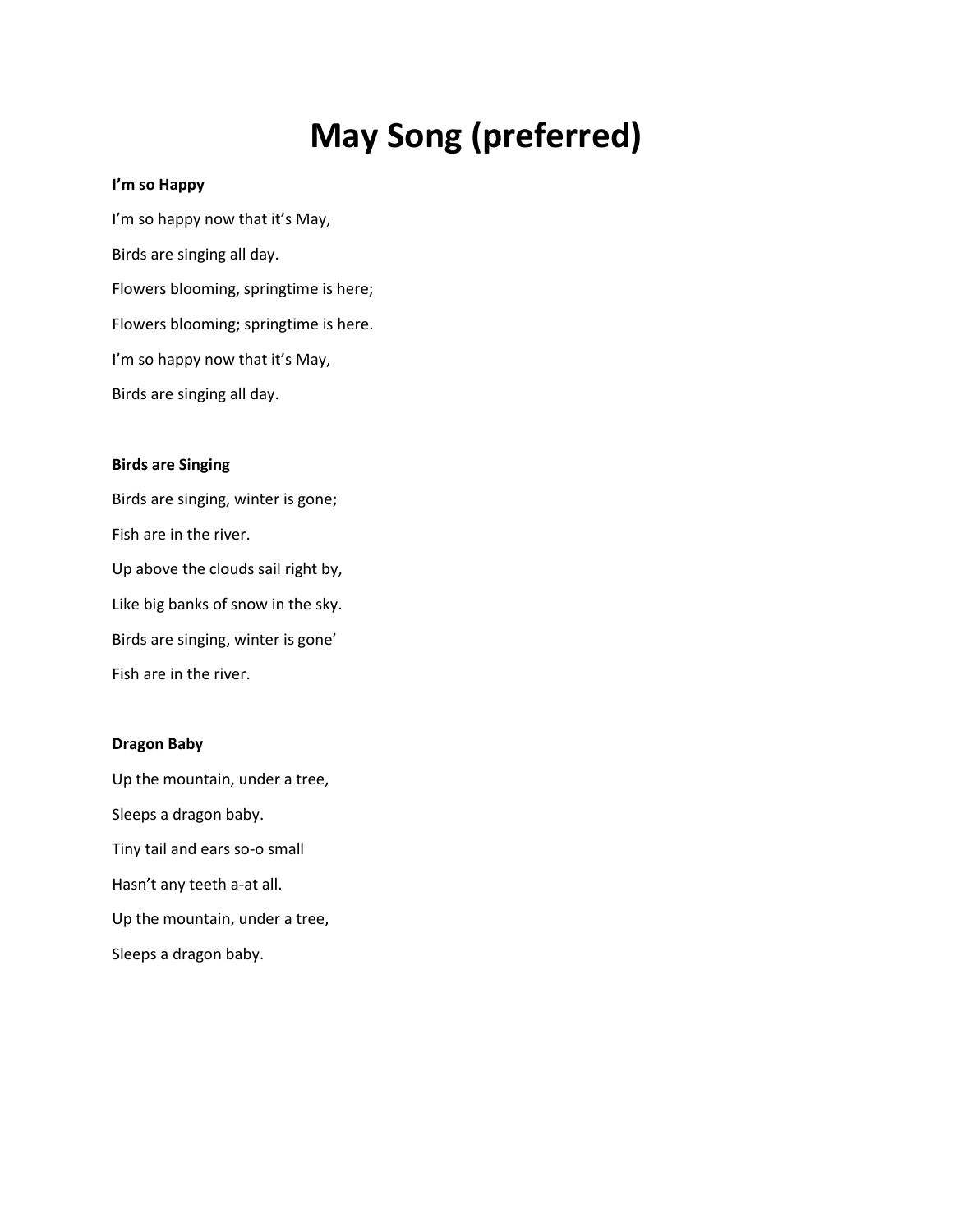# May Song (preferred)

**I'm so Happy**

I'm so happy now that it's May,

Birds are singing all day.

Flowers blooming, springtime is here;

Flowers blooming; springtime is here.

I'm so happy now that it's May,

Birds are singing all day.

**Birds are Singing**

Birds are singing, winter is gone;

Fish are in the river.

Up above the clouds sail right by,

Like big banks of snow in the sky.

Birds are singing, winter is gone'

Fish are in the river.

**Dragon Baby**

Up the mountain, under a tree,

Sleeps a dragon baby.

Tiny tail and ears so-o small

Hasn't any teeth a-at all.

Up the mountain, under a tree,

Sleeps a dragon baby.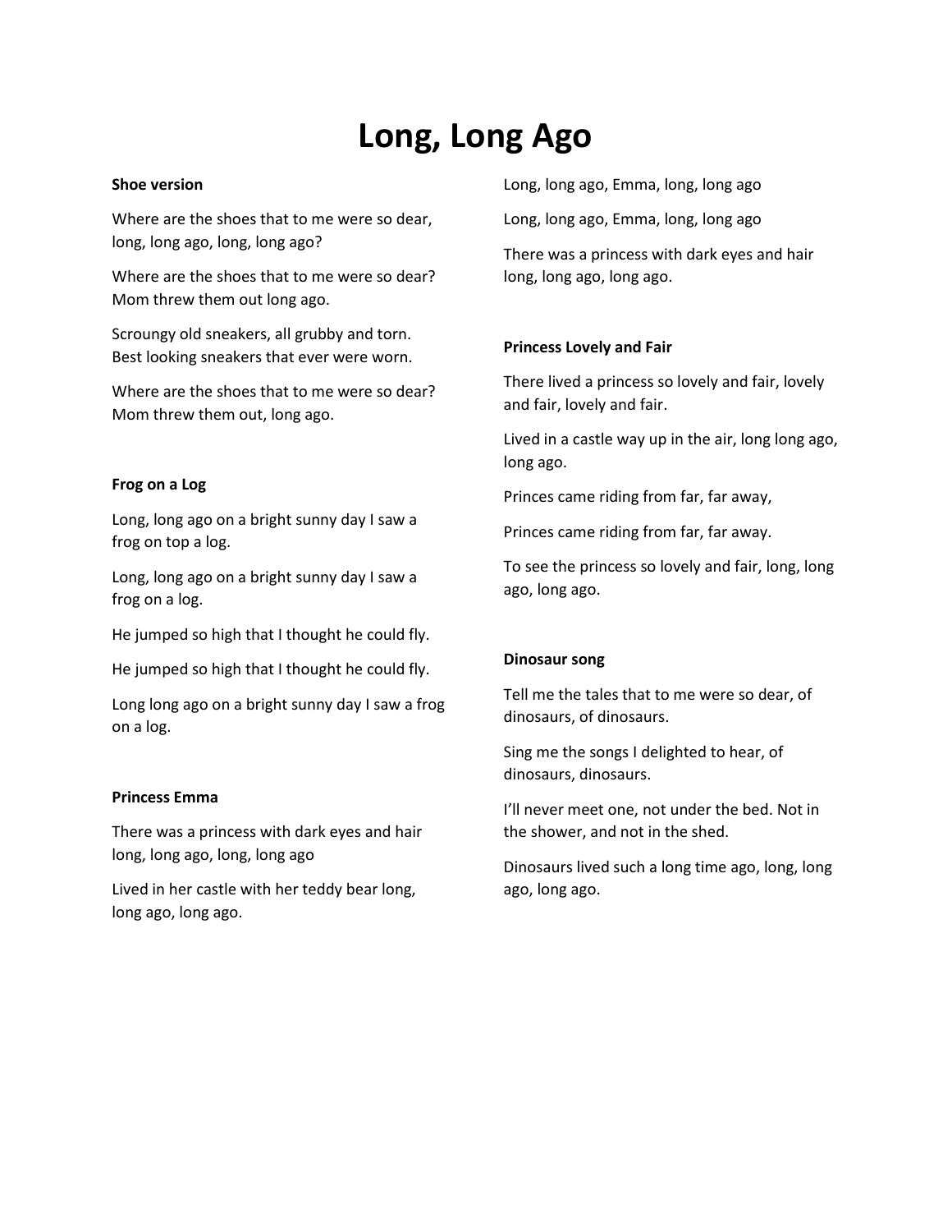# Long, Long Ago

**Shoe version**

Where are the shoes that to me were so dear, long, long ago, long, long ago?

Where are the shoes that to me were so dear? Mom threw them out long ago.

Scroungy old sneakers, all grubby and torn. Best looking sneakers that ever were worn.

Where are the shoes that to me were so dear? Mom threw them out, long ago.

**Frog on a Log**

Long, long ago on a bright sunny day I saw a frog on top a log.

Long, long ago on a bright sunny day I saw a frog on a log.

He jumped so high that I thought he could fly.

He jumped so high that I thought he could fly.

Long long ago on a bright sunny day I saw a frog on a log.

**Princess Emma**

There was a princess with dark eyes and hair long, long ago, long, long ago

Lived in her castle with her teddy bear long, long ago, long ago.

Long, long ago, Emma, long, long ago

Long, long ago, Emma, long, long ago

There was a princess with dark eyes and hair long, long ago, long ago.

**Princess Lovely and Fair**

There lived a princess so lovely and fair, lovely and fair, lovely and fair.

Lived in a castle way up in the air, long long ago, long ago.

Princes came riding from far, far away,

Princes came riding from far, far away.

To see the princess so lovely and fair, long, long ago, long ago.

**Dinosaur song**

Tell me the tales that to me were so dear, of dinosaurs, of dinosaurs.

Sing me the songs I delighted to hear, of dinosaurs, dinosaurs.

I'll never meet one, not under the bed. Not in the shower, and not in the shed.

Dinosaurs lived such a long time ago, long, long ago, long ago.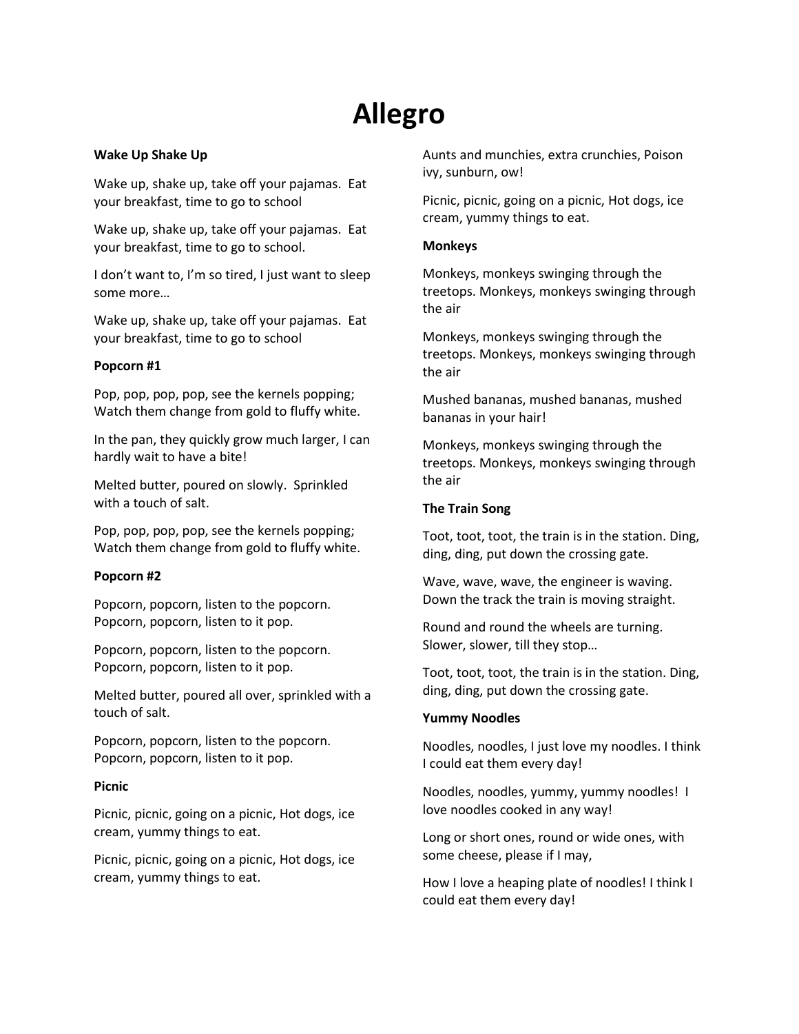# Allegro

**Wake Up Shake Up**

Wake up, shake up, take off your pajamas. Eat your breakfast, time to go to school

Wake up, shake up, take off your pajamas. Eat your breakfast, time to go to school.

I don't want to, I'm so tired, I just want to sleep some more…

Wake up, shake up, take off your pajamas. Eat your breakfast, time to go to school

**Popcorn #1**

Pop, pop, pop, pop, see the kernels popping; Watch them change from gold to fluffy white.

In the pan, they quickly grow much larger, I can hardly wait to have a bite!

Melted butter, poured on slowly. Sprinkled with a touch of salt.

Pop, pop, pop, pop, see the kernels popping; Watch them change from gold to fluffy white.

**Popcorn #2**

Popcorn, popcorn, listen to the popcorn. Popcorn, popcorn, listen to it pop.

Popcorn, popcorn, listen to the popcorn. Popcorn, popcorn, listen to it pop.

Melted butter, poured all over, sprinkled with a touch of salt.

Popcorn, popcorn, listen to the popcorn. Popcorn, popcorn, listen to it pop.

**Picnic**

Picnic, picnic, going on a picnic, Hot dogs, ice cream, yummy things to eat.

Picnic, picnic, going on a picnic, Hot dogs, ice cream, yummy things to eat.

Aunts and munchies, extra crunchies, Poison ivy, sunburn, ow!

Picnic, picnic, going on a picnic, Hot dogs, ice cream, yummy things to eat.

**Monkeys**

Monkeys, monkeys swinging through the treetops. Monkeys, monkeys swinging through the air

Monkeys, monkeys swinging through the treetops. Monkeys, monkeys swinging through the air

Mushed bananas, mushed bananas, mushed bananas in your hair!

Monkeys, monkeys swinging through the treetops. Monkeys, monkeys swinging through the air

**The Train Song**

Toot, toot, toot, the train is in the station. Ding, ding, ding, put down the crossing gate.

Wave, wave, wave, the engineer is waving. Down the track the train is moving straight.

Round and round the wheels are turning. Slower, slower, till they stop…

Toot, toot, toot, the train is in the station. Ding, ding, ding, put down the crossing gate.

**Yummy Noodles**

Noodles, noodles, I just love my noodles. I think I could eat them every day!

Noodles, noodles, yummy, yummy noodles! I love noodles cooked in any way!

Long or short ones, round or wide ones, with some cheese, please if I may,

How I love a heaping plate of noodles! I think I could eat them every day!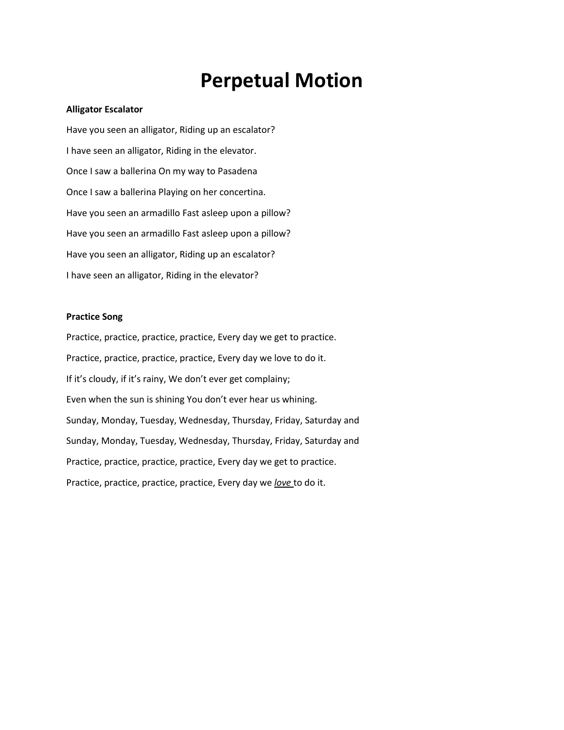# Perpetual Motion

**Alligator Escalator**

Have you seen an alligator, Riding up an escalator?

I have seen an alligator, Riding in the elevator.

Once I saw a ballerina On my way to Pasadena

Once I saw a ballerina Playing on her concertina.

Have you seen an armadillo Fast asleep upon a pillow?

Have you seen an armadillo Fast asleep upon a pillow?

Have you seen an alligator, Riding up an escalator?

I have seen an alligator, Riding in the elevator?

**Practice Song**

Practice, practice, practice, practice, Every day we get to practice.

Practice, practice, practice, practice, Every day we love to do it.

If it's cloudy, if it's rainy, We don't ever get complainy;

Even when the sun is shining You don't ever hear us whining.

Sunday, Monday, Tuesday, Wednesday, Thursday, Friday, Saturday and

Sunday, Monday, Tuesday, Wednesday, Thursday, Friday, Saturday and

Practice, practice, practice, practice, Every day we get to practice.

Practice, practice, practice, practice, Every day we <u>*love*</u> to do it.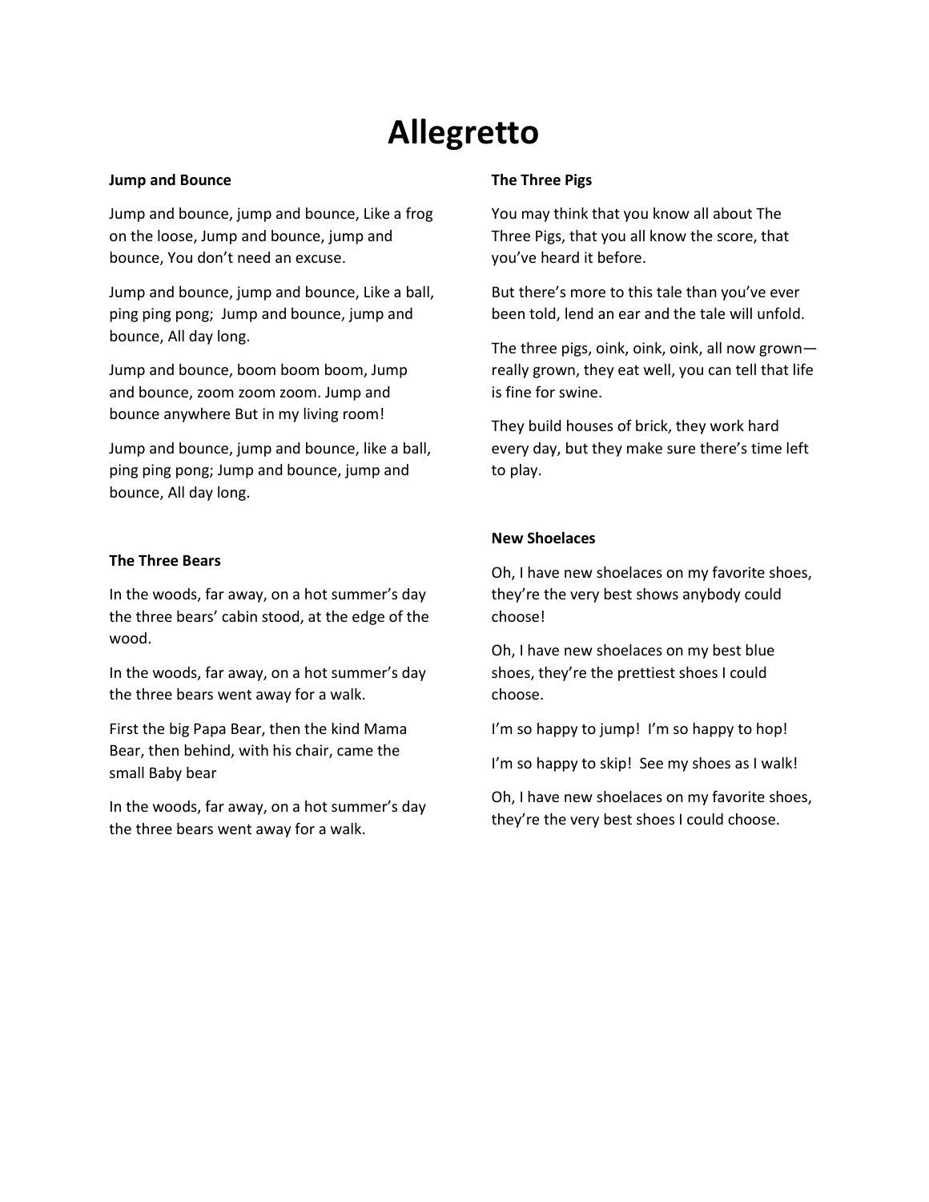# Allegretto

### Jump and Bounce

Jump and bounce, jump and bounce, Like a frog on the loose, Jump and bounce, jump and bounce, You don't need an excuse.

Jump and bounce, jump and bounce, Like a ball, ping ping pong; Jump and bounce, jump and bounce, All day long.

Jump and bounce, boom boom boom, Jump and bounce, zoom zoom zoom. Jump and bounce anywhere But in my living room!

Jump and bounce, jump and bounce, like a ball, ping ping pong; Jump and bounce, jump and bounce, All day long.

### The Three Bears

In the woods, far away, on a hot summer's day the three bears' cabin stood, at the edge of the wood.

In the woods, far away, on a hot summer's day the three bears went away for a walk.

First the big Papa Bear, then the kind Mama Bear, then behind, with his chair, came the small Baby bear

In the woods, far away, on a hot summer's day the three bears went away for a walk.

### The Three Pigs

You may think that you know all about The Three Pigs, that you all know the score, that you've heard it before.

But there's more to this tale than you've ever been told, lend an ear and the tale will unfold.

The three pigs, oink, oink, oink, all now grown—really grown, they eat well, you can tell that life is fine for swine.

They build houses of brick, they work hard every day, but they make sure there's time left to play.

### New Shoelaces

Oh, I have new shoelaces on my favorite shoes, they're the very best shows anybody could choose!

Oh, I have new shoelaces on my best blue shoes, they're the prettiest shoes I could choose.

I'm so happy to jump! I'm so happy to hop!

I'm so happy to skip! See my shoes as I walk!

Oh, I have new shoelaces on my favorite shoes, they're the very best shoes I could choose.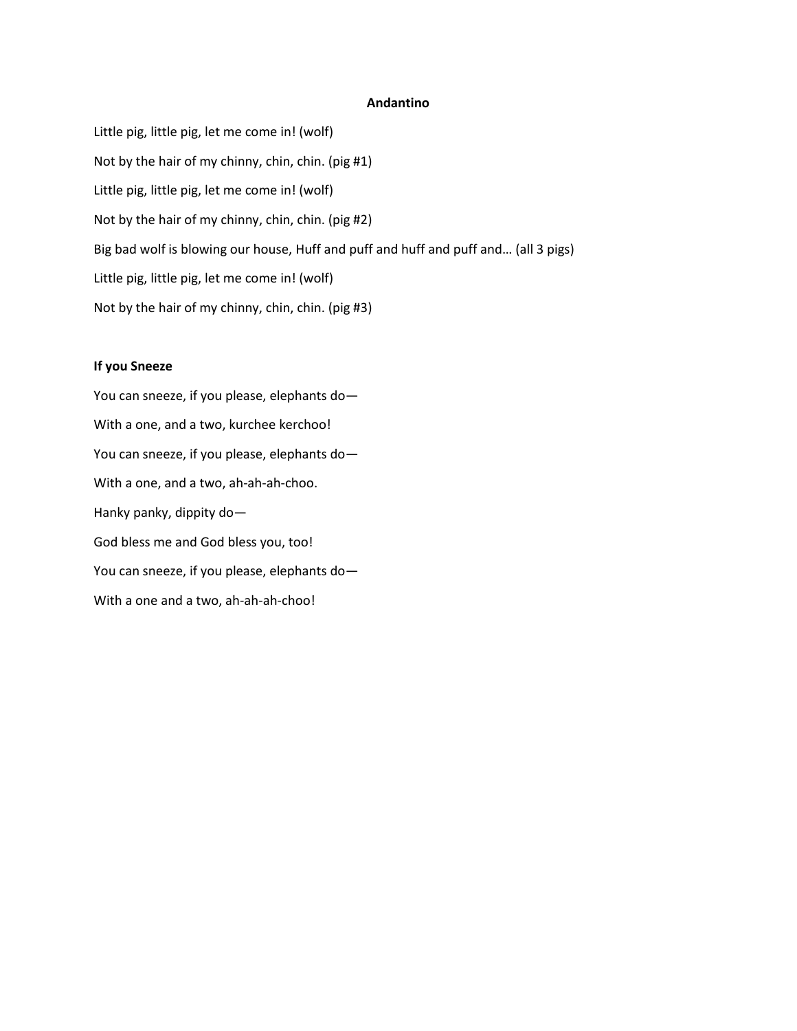**Andantino**

Little pig, little pig, let me come in! (wolf)

Not by the hair of my chinny, chin, chin. (pig #1)

Little pig, little pig, let me come in! (wolf)

Not by the hair of my chinny, chin, chin. (pig #2)

Big bad wolf is blowing our house, Huff and puff and huff and puff and… (all 3 pigs)

Little pig, little pig, let me come in! (wolf)

Not by the hair of my chinny, chin, chin. (pig #3)

**If you Sneeze**

You can sneeze, if you please, elephants do—

With a one, and a two, kurchee kerchoo!

You can sneeze, if you please, elephants do—

With a one, and a two, ah-ah-ah-choo.

Hanky panky, dippity do—

God bless me and God bless you, too!

You can sneeze, if you please, elephants do—

With a one and a two, ah-ah-ah-choo!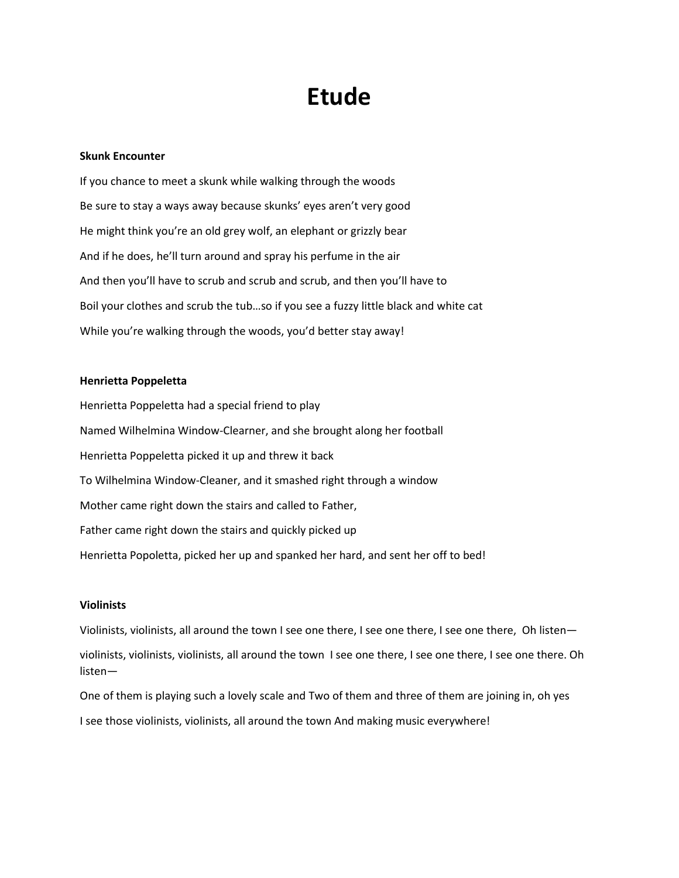# Etude

**Skunk Encounter**

If you chance to meet a skunk while walking through the woods

Be sure to stay a ways away because skunks' eyes aren't very good

He might think you're an old grey wolf, an elephant or grizzly bear

And if he does, he'll turn around and spray his perfume in the air

And then you'll have to scrub and scrub and scrub, and then you'll have to

Boil your clothes and scrub the tub…so if you see a fuzzy little black and white cat

While you're walking through the woods, you'd better stay away!

**Henrietta Poppeletta**

Henrietta Poppeletta had a special friend to play

Named Wilhelmina Window-Clearner, and she brought along her football

Henrietta Poppeletta picked it up and threw it back

To Wilhelmina Window-Cleaner, and it smashed right through a window

Mother came right down the stairs and called to Father,

Father came right down the stairs and quickly picked up

Henrietta Popoletta, picked her up and spanked her hard, and sent her off to bed!

**Violinists**

Violinists, violinists, all around the town I see one there, I see one there, I see one there, Oh listen—

violinists, violinists, violinists, all around the town I see one there, I see one there, I see one there. Oh listen—

One of them is playing such a lovely scale and Two of them and three of them are joining in, oh yes

I see those violinists, violinists, all around the town And making music everywhere!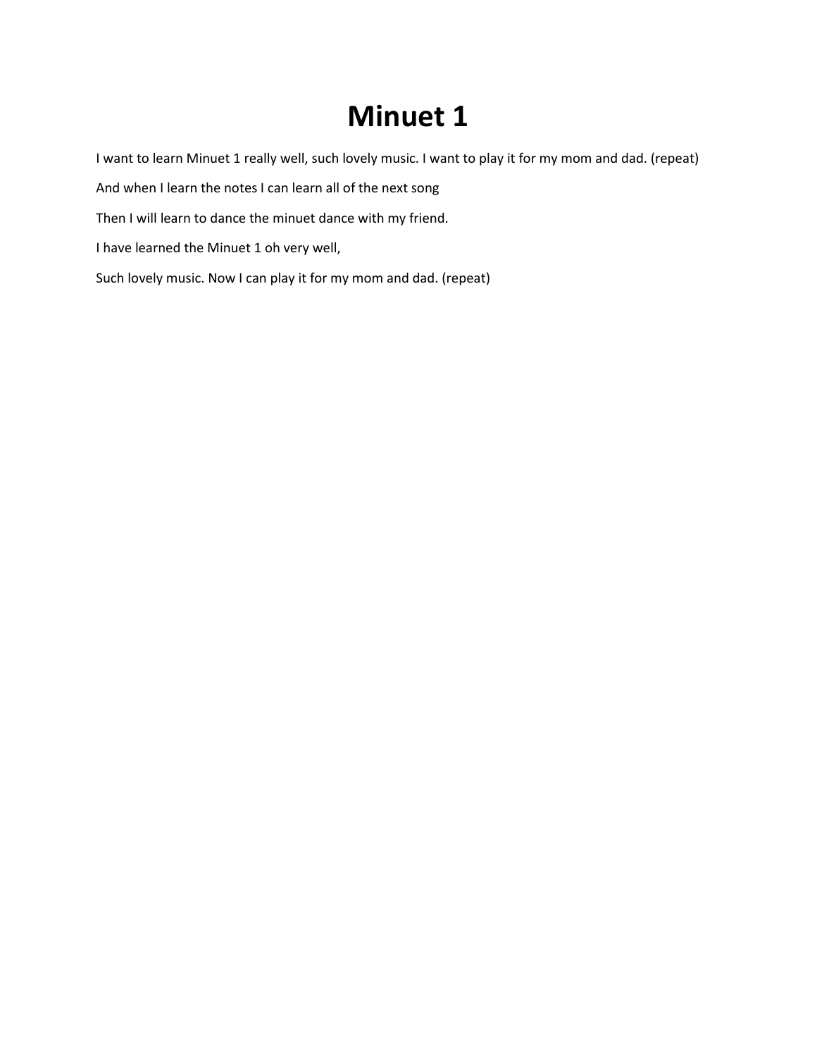# Minuet 1

I want to learn Minuet 1 really well, such lovely music. I want to play it for my mom and dad. (repeat)

And when I learn the notes I can learn all of the next song

Then I will learn to dance the minuet dance with my friend.

I have learned the Minuet 1 oh very well,

Such lovely music. Now I can play it for my mom and dad. (repeat)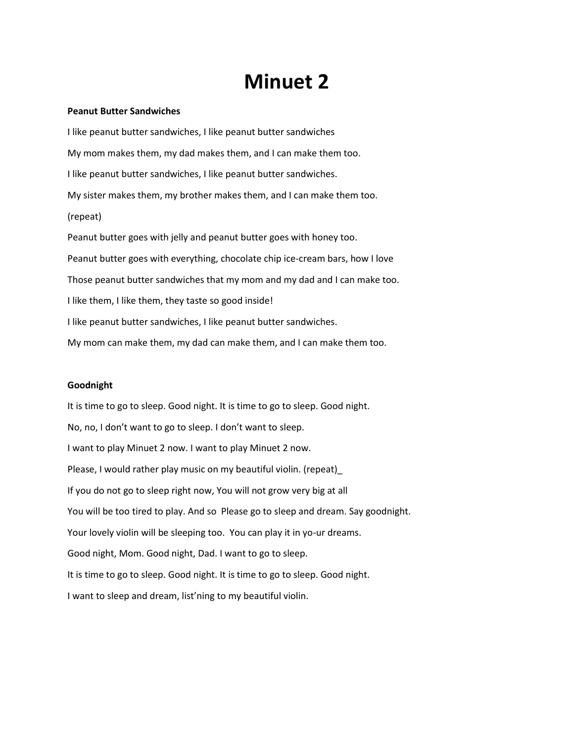# Minuet 2

**Peanut Butter Sandwiches**

I like peanut butter sandwiches, I like peanut butter sandwiches

My mom makes them, my dad makes them, and I can make them too.

I like peanut butter sandwiches, I like peanut butter sandwiches.

My sister makes them, my brother makes them, and I can make them too.

(repeat)

Peanut butter goes with jelly and peanut butter goes with honey too.

Peanut butter goes with everything, chocolate chip ice-cream bars, how I love

Those peanut butter sandwiches that my mom and my dad and I can make too.

I like them, I like them, they taste so good inside!

I like peanut butter sandwiches, I like peanut butter sandwiches.

My mom can make them, my dad can make them, and I can make them too.

**Goodnight**

It is time to go to sleep. Good night. It is time to go to sleep. Good night.

No, no, I don't want to go to sleep. I don't want to sleep.

I want to play Minuet 2 now. I want to play Minuet 2 now.

Please, I would rather play music on my beautiful violin. (repeat)_

If you do not go to sleep right now, You will not grow very big at all

You will be too tired to play. And so  Please go to sleep and dream. Say goodnight.

Your lovely violin will be sleeping too.  You can play it in yo-ur dreams.

Good night, Mom. Good night, Dad. I want to go to sleep.

It is time to go to sleep. Good night. It is time to go to sleep. Good night.

I want to sleep and dream, list'ning to my beautiful violin.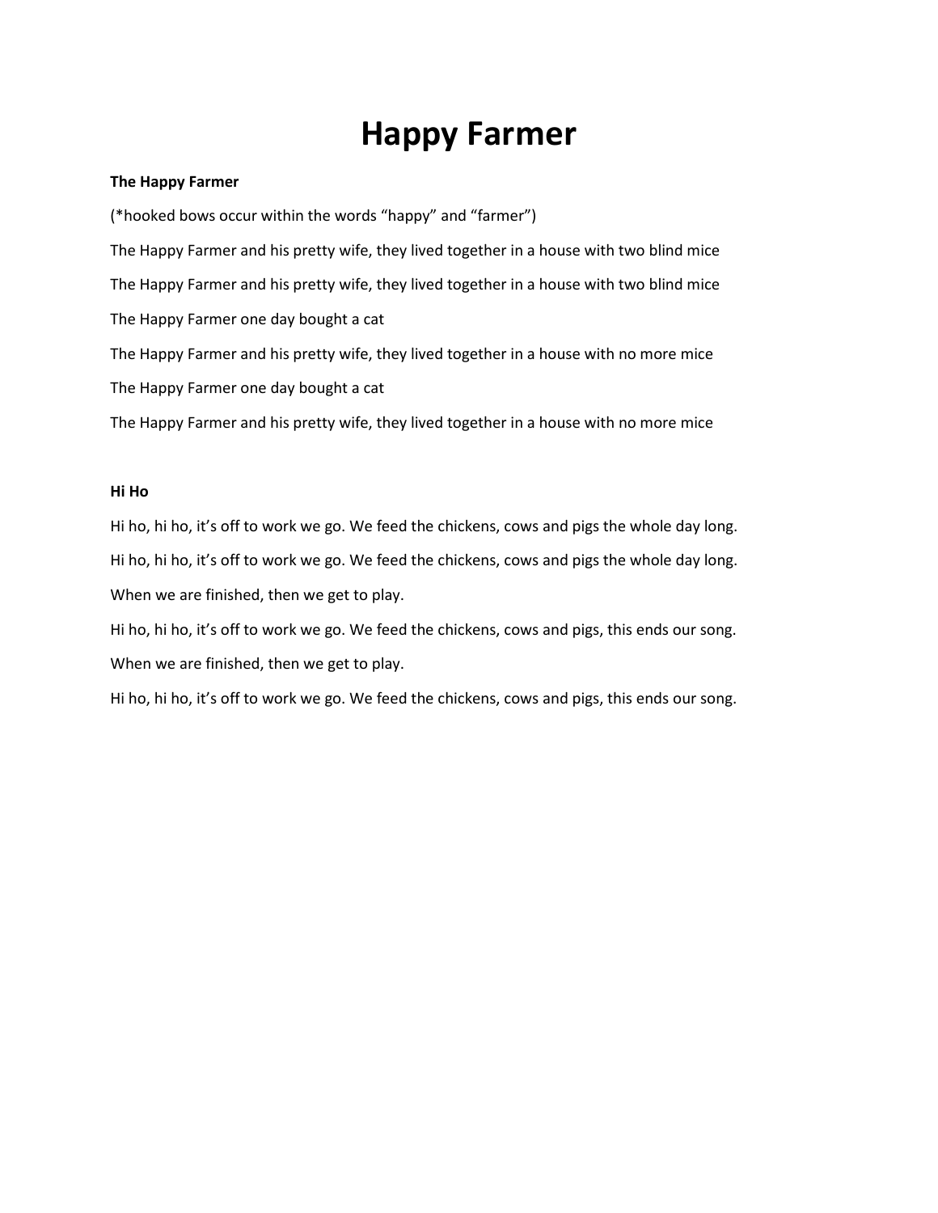# Happy Farmer

**The Happy Farmer**

(*hooked bows occur within the words "happy" and "farmer")

The Happy Farmer and his pretty wife, they lived together in a house with two blind mice

The Happy Farmer and his pretty wife, they lived together in a house with two blind mice

The Happy Farmer one day bought a cat

The Happy Farmer and his pretty wife, they lived together in a house with no more mice

The Happy Farmer one day bought a cat

The Happy Farmer and his pretty wife, they lived together in a house with no more mice

**Hi Ho**

Hi ho, hi ho, it's off to work we go. We feed the chickens, cows and pigs the whole day long.

Hi ho, hi ho, it's off to work we go. We feed the chickens, cows and pigs the whole day long.

When we are finished, then we get to play.

Hi ho, hi ho, it's off to work we go. We feed the chickens, cows and pigs, this ends our song.

When we are finished, then we get to play.

Hi ho, hi ho, it's off to work we go. We feed the chickens, cows and pigs, this ends our song.